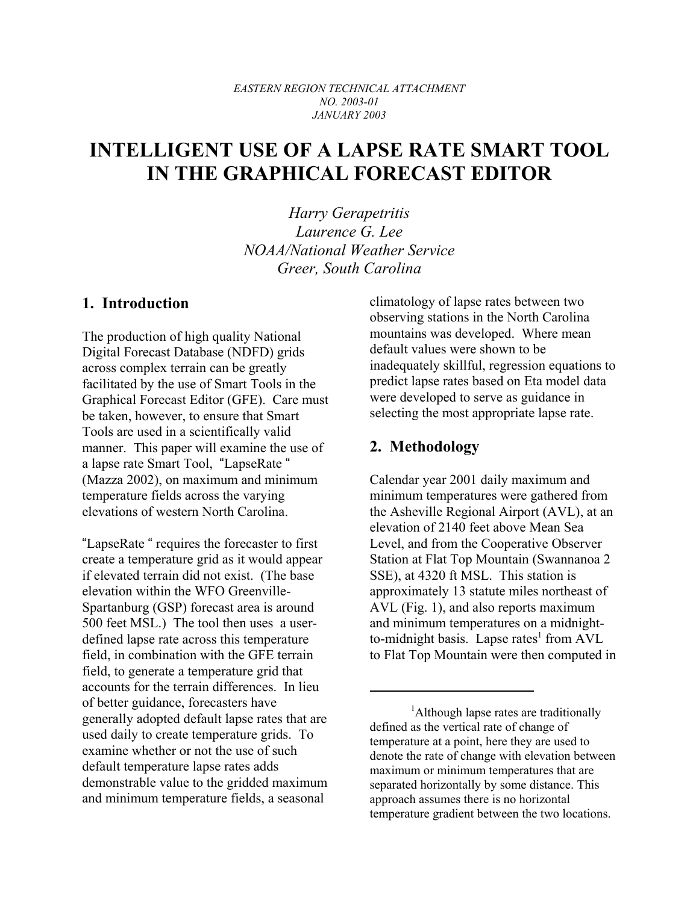*EASTERN REGION TECHNICAL ATTACHMENT*
*NO. 2003-01*
*JANUARY 2003*

# INTELLIGENT USE OF A LAPSE RATE SMART TOOL IN THE GRAPHICAL FORECAST EDITOR

*Harry Gerapetritis*
*Laurence G. Lee*
*NOAA/National Weather Service*
*Greer, South Carolina*

## 1. Introduction

The production of high quality National Digital Forecast Database (NDFD) grids across complex terrain can be greatly facilitated by the use of Smart Tools in the Graphical Forecast Editor (GFE). Care must be taken, however, to ensure that Smart Tools are used in a scientifically valid manner. This paper will examine the use of a lapse rate Smart Tool, "LapseRate " (Mazza 2002), on maximum and minimum temperature fields across the varying elevations of western North Carolina.

"LapseRate " requires the forecaster to first create a temperature grid as it would appear if elevated terrain did not exist. (The base elevation within the WFO Greenville-Spartanburg (GSP) forecast area is around 500 feet MSL.) The tool then uses a user-defined lapse rate across this temperature field, in combination with the GFE terrain field, to generate a temperature grid that accounts for the terrain differences. In lieu of better guidance, forecasters have generally adopted default lapse rates that are used daily to create temperature grids. To examine whether or not the use of such default temperature lapse rates adds demonstrable value to the gridded maximum and minimum temperature fields, a seasonal climatology of lapse rates between two observing stations in the North Carolina mountains was developed. Where mean default values were shown to be inadequately skillful, regression equations to predict lapse rates based on Eta model data were developed to serve as guidance in selecting the most appropriate lapse rate.

## 2. Methodology

Calendar year 2001 daily maximum and minimum temperatures were gathered from the Asheville Regional Airport (AVL), at an elevation of 2140 feet above Mean Sea Level, and from the Cooperative Observer Station at Flat Top Mountain (Swannanoa 2 SSE), at 4320 ft MSL. This station is approximately 13 statute miles northeast of AVL (Fig. 1), and also reports maximum and minimum temperatures on a midnight-to-midnight basis. Lapse rates[1] from AVL to Flat Top Mountain were then computed in

[1] Although lapse rates are traditionally defined as the vertical rate of change of temperature at a point, here they are used to denote the rate of change with elevation between maximum or minimum temperatures that are separated horizontally by some distance. This approach assumes there is no horizontal temperature gradient between the two locations.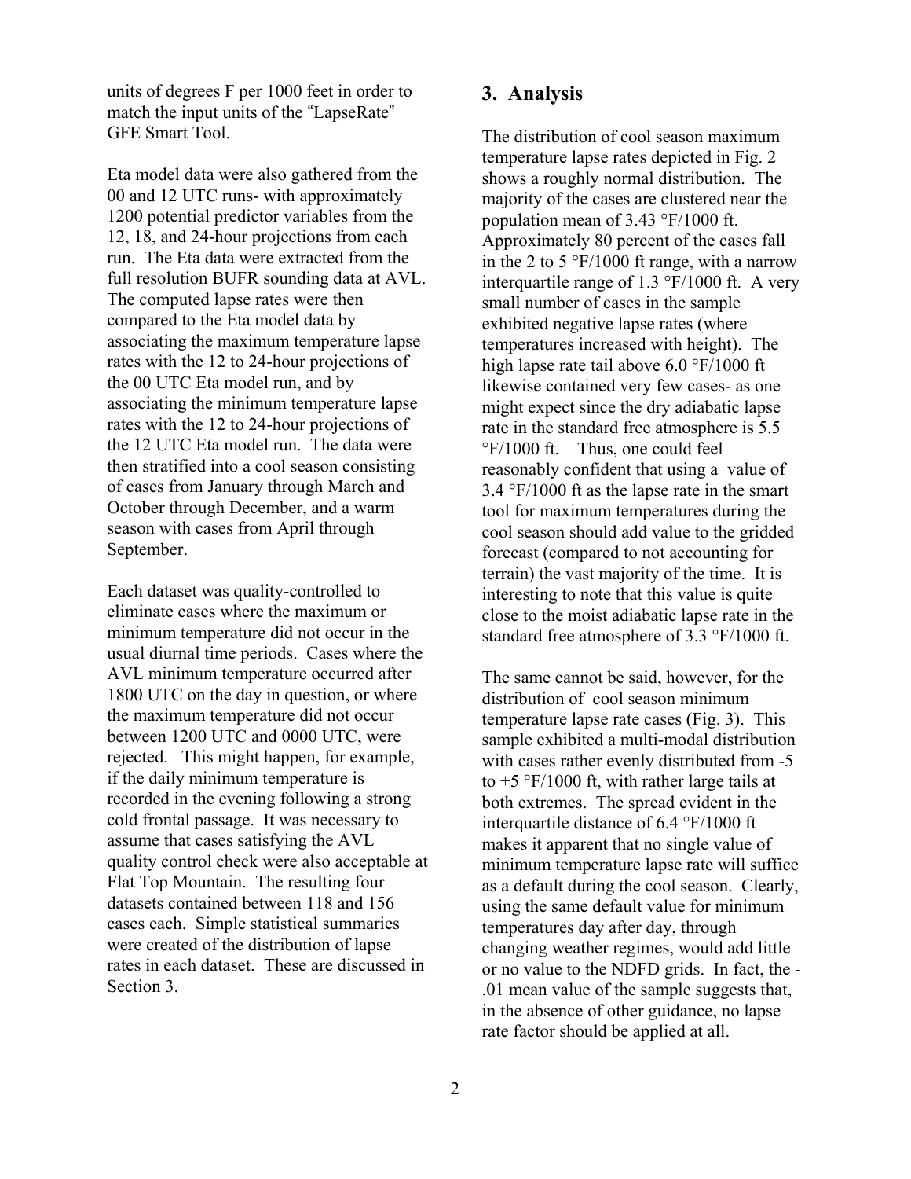units of degrees F per 1000 feet in order to match the input units of the "LapseRate" GFE Smart Tool.

Eta model data were also gathered from the 00 and 12 UTC runs- with approximately 1200 potential predictor variables from the 12, 18, and 24-hour projections from each run. The Eta data were extracted from the full resolution BUFR sounding data at AVL. The computed lapse rates were then compared to the Eta model data by associating the maximum temperature lapse rates with the 12 to 24-hour projections of the 00 UTC Eta model run, and by associating the minimum temperature lapse rates with the 12 to 24-hour projections of the 12 UTC Eta model run. The data were then stratified into a cool season consisting of cases from January through March and October through December, and a warm season with cases from April through September.

Each dataset was quality-controlled to eliminate cases where the maximum or minimum temperature did not occur in the usual diurnal time periods. Cases where the AVL minimum temperature occurred after 1800 UTC on the day in question, or where the maximum temperature did not occur between 1200 UTC and 0000 UTC, were rejected. This might happen, for example, if the daily minimum temperature is recorded in the evening following a strong cold frontal passage. It was necessary to assume that cases satisfying the AVL quality control check were also acceptable at Flat Top Mountain. The resulting four datasets contained between 118 and 156 cases each. Simple statistical summaries were created of the distribution of lapse rates in each dataset. These are discussed in Section 3.

## 3. Analysis

The distribution of cool season maximum temperature lapse rates depicted in Fig. 2 shows a roughly normal distribution. The majority of the cases are clustered near the population mean of 3.43 °F/1000 ft. Approximately 80 percent of the cases fall in the 2 to 5 °F/1000 ft range, with a narrow interquartile range of 1.3 °F/1000 ft. A very small number of cases in the sample exhibited negative lapse rates (where temperatures increased with height). The high lapse rate tail above 6.0 °F/1000 ft likewise contained very few cases- as one might expect since the dry adiabatic lapse rate in the standard free atmosphere is 5.5 °F/1000 ft. Thus, one could feel reasonably confident that using a value of 3.4 °F/1000 ft as the lapse rate in the smart tool for maximum temperatures during the cool season should add value to the gridded forecast (compared to not accounting for terrain) the vast majority of the time. It is interesting to note that this value is quite close to the moist adiabatic lapse rate in the standard free atmosphere of 3.3 °F/1000 ft.

The same cannot be said, however, for the distribution of cool season minimum temperature lapse rate cases (Fig. 3). This sample exhibited a multi-modal distribution with cases rather evenly distributed from -5 to +5 °F/1000 ft, with rather large tails at both extremes. The spread evident in the interquartile distance of 6.4 °F/1000 ft makes it apparent that no single value of minimum temperature lapse rate will suffice as a default during the cool season. Clearly, using the same default value for minimum temperatures day after day, through changing weather regimes, would add little or no value to the NDFD grids. In fact, the -.01 mean value of the sample suggests that, in the absence of other guidance, no lapse rate factor should be applied at all.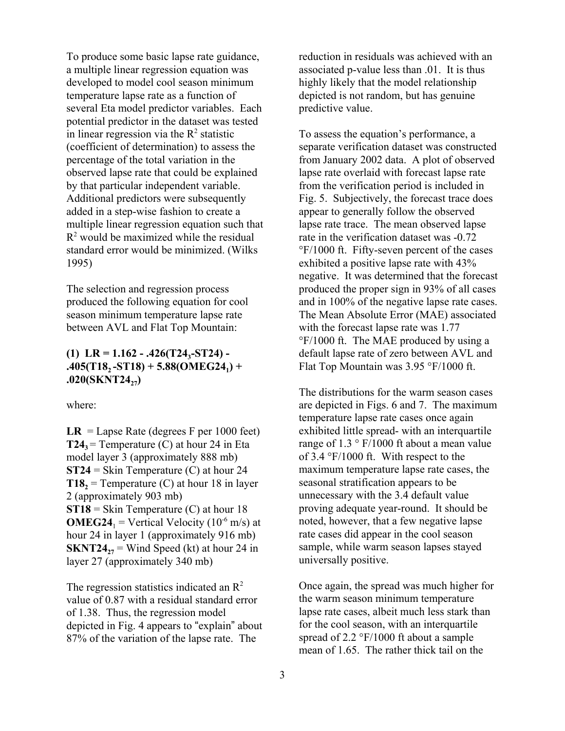To produce some basic lapse rate guidance, a multiple linear regression equation was developed to model cool season minimum temperature lapse rate as a function of several Eta model predictor variables. Each potential predictor in the dataset was tested in linear regression via the $R^2$ statistic (coefficient of determination) to assess the percentage of the total variation in the observed lapse rate that could be explained by that particular independent variable. Additional predictors were subsequently added in a step-wise fashion to create a multiple linear regression equation such that $R^2$ would be maximized while the residual standard error would be minimized. (Wilks 1995)

The selection and regression process produced the following equation for cool season minimum temperature lapse rate between AVL and Flat Top Mountain:

$$\textbf{(1)}\quad LR = 1.162 - .426(T24_3 - ST24) - .405(T18_2 - ST18) + 5.88(OMEG24_1) + .020(SKNT24_{27})$$

where:

**LR** = Lapse Rate (degrees F per 1000 feet)
$\mathbf{T24_3}$ = Temperature (C) at hour 24 in Eta model layer 3 (approximately 888 mb)
**ST24** = Skin Temperature (C) at hour 24
$\mathbf{T18_2}$ = Temperature (C) at hour 18 in layer 2 (approximately 903 mb)
**ST18** = Skin Temperature (C) at hour 18
$\mathbf{OMEG24_1}$ = Vertical Velocity ($10^{-6}$ m/s) at hour 24 in layer 1 (approximately 916 mb)
$\mathbf{SKNT24_{27}}$ = Wind Speed (kt) at hour 24 in layer 27 (approximately 340 mb)

The regression statistics indicated an $R^2$ value of 0.87 with a residual standard error of 1.38. Thus, the regression model depicted in Fig. 4 appears to "explain" about 87% of the variation of the lapse rate. The reduction in residuals was achieved with an associated p-value less than .01. It is thus highly likely that the model relationship depicted is not random, but has genuine predictive value.

To assess the equation's performance, a separate verification dataset was constructed from January 2002 data. A plot of observed lapse rate overlaid with forecast lapse rate from the verification period is included in Fig. 5. Subjectively, the forecast trace does appear to generally follow the observed lapse rate trace. The mean observed lapse rate in the verification dataset was -0.72 °F/1000 ft. Fifty-seven percent of the cases exhibited a positive lapse rate with 43% negative. It was determined that the forecast produced the proper sign in 93% of all cases and in 100% of the negative lapse rate cases. The Mean Absolute Error (MAE) associated with the forecast lapse rate was 1.77 °F/1000 ft. The MAE produced by using a default lapse rate of zero between AVL and Flat Top Mountain was 3.95 °F/1000 ft.

The distributions for the warm season cases are depicted in Figs. 6 and 7. The maximum temperature lapse rate cases once again exhibited little spread- with an interquartile range of 1.3 ° F/1000 ft about a mean value of 3.4 °F/1000 ft. With respect to the maximum temperature lapse rate cases, the seasonal stratification appears to be unnecessary with the 3.4 default value proving adequate year-round. It should be noted, however, that a few negative lapse rate cases did appear in the cool season sample, while warm season lapses stayed universally positive.

Once again, the spread was much higher for the warm season minimum temperature lapse rate cases, albeit much less stark than for the cool season, with an interquartile spread of 2.2 °F/1000 ft about a sample mean of 1.65. The rather thick tail on the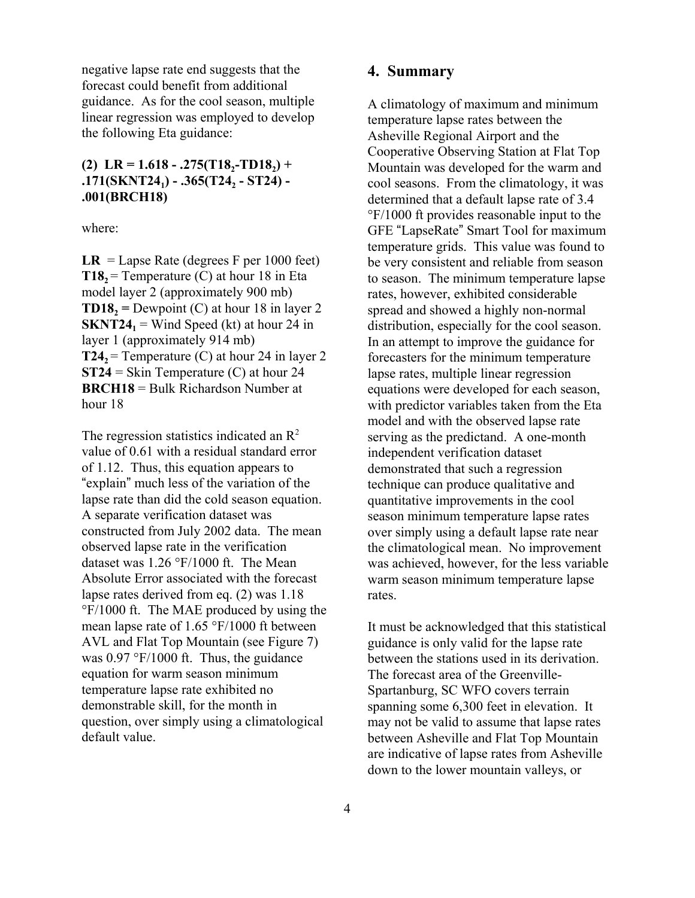negative lapse rate end suggests that the forecast could benefit from additional guidance. As for the cool season, multiple linear regression was employed to develop the following Eta guidance:

$$\mathbf{(2)\ \ LR = 1.618 - .275(T18_2 - TD18_2) + .171(SKNT24_1) - .365(T24_2 - ST24) - .001(BRCH18)}$$

where:

**LR** = Lapse Rate (degrees F per 1000 feet)
$\mathbf{T18_2}$ = Temperature (C) at hour 18 in Eta model layer 2 (approximately 900 mb)
$\mathbf{TD18_2}$ = Dewpoint (C) at hour 18 in layer 2
$\mathbf{SKNT24_1}$ = Wind Speed (kt) at hour 24 in layer 1 (approximately 914 mb)
$\mathbf{T24_2}$ = Temperature (C) at hour 24 in layer 2
**ST24** = Skin Temperature (C) at hour 24
**BRCH18** = Bulk Richardson Number at hour 18

The regression statistics indicated an $R^2$ value of 0.61 with a residual standard error of 1.12. Thus, this equation appears to "explain" much less of the variation of the lapse rate than did the cold season equation. A separate verification dataset was constructed from July 2002 data. The mean observed lapse rate in the verification dataset was 1.26 °F/1000 ft. The Mean Absolute Error associated with the forecast lapse rates derived from eq. (2) was 1.18 °F/1000 ft. The MAE produced by using the mean lapse rate of 1.65 °F/1000 ft between AVL and Flat Top Mountain (see Figure 7) was 0.97 °F/1000 ft. Thus, the guidance equation for warm season minimum temperature lapse rate exhibited no demonstrable skill, for the month in question, over simply using a climatological default value.

## 4. Summary

A climatology of maximum and minimum temperature lapse rates between the Asheville Regional Airport and the Cooperative Observing Station at Flat Top Mountain was developed for the warm and cool seasons. From the climatology, it was determined that a default lapse rate of 3.4 °F/1000 ft provides reasonable input to the GFE "LapseRate" Smart Tool for maximum temperature grids. This value was found to be very consistent and reliable from season to season. The minimum temperature lapse rates, however, exhibited considerable spread and showed a highly non-normal distribution, especially for the cool season. In an attempt to improve the guidance for forecasters for the minimum temperature lapse rates, multiple linear regression equations were developed for each season, with predictor variables taken from the Eta model and with the observed lapse rate serving as the predictand. A one-month independent verification dataset demonstrated that such a regression technique can produce qualitative and quantitative improvements in the cool season minimum temperature lapse rates over simply using a default lapse rate near the climatological mean. No improvement was achieved, however, for the less variable warm season minimum temperature lapse rates.

It must be acknowledged that this statistical guidance is only valid for the lapse rate between the stations used in its derivation. The forecast area of the Greenville-Spartanburg, SC WFO covers terrain spanning some 6,300 feet in elevation. It may not be valid to assume that lapse rates between Asheville and Flat Top Mountain are indicative of lapse rates from Asheville down to the lower mountain valleys, or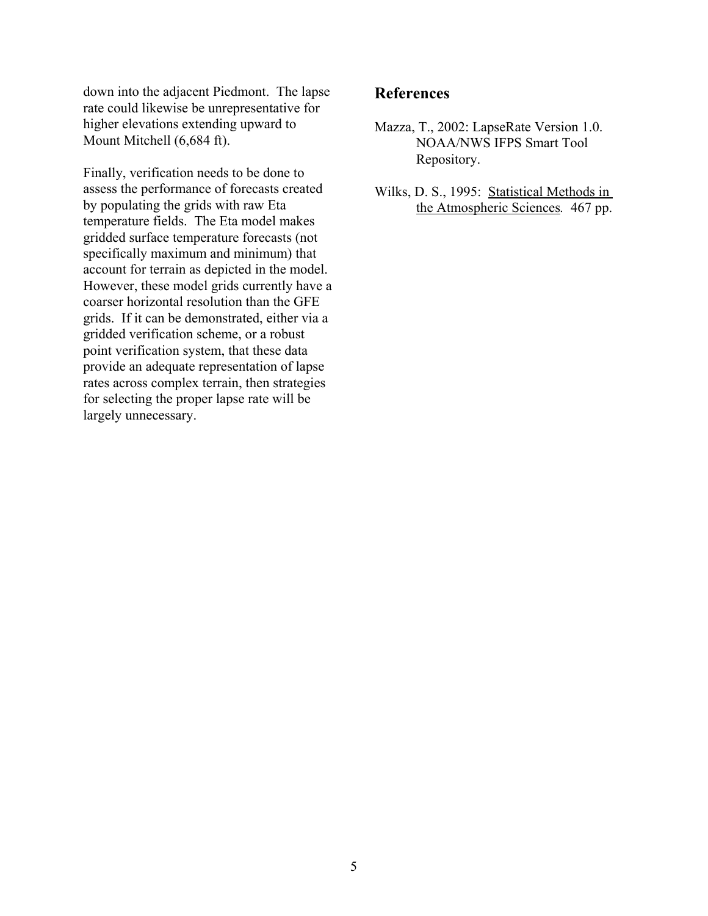down into the adjacent Piedmont. The lapse rate could likewise be unrepresentative for higher elevations extending upward to Mount Mitchell (6,684 ft).

Finally, verification needs to be done to assess the performance of forecasts created by populating the grids with raw Eta temperature fields. The Eta model makes gridded surface temperature forecasts (not specifically maximum and minimum) that account for terrain as depicted in the model. However, these model grids currently have a coarser horizontal resolution than the GFE grids. If it can be demonstrated, either via a gridded verification scheme, or a robust point verification system, that these data provide an adequate representation of lapse rates across complex terrain, then strategies for selecting the proper lapse rate will be largely unnecessary.

## References

Mazza, T., 2002: LapseRate Version 1.0. NOAA/NWS IFPS Smart Tool Repository.

Wilks, D. S., 1995: Statistical Methods in the Atmospheric Sciences. 467 pp.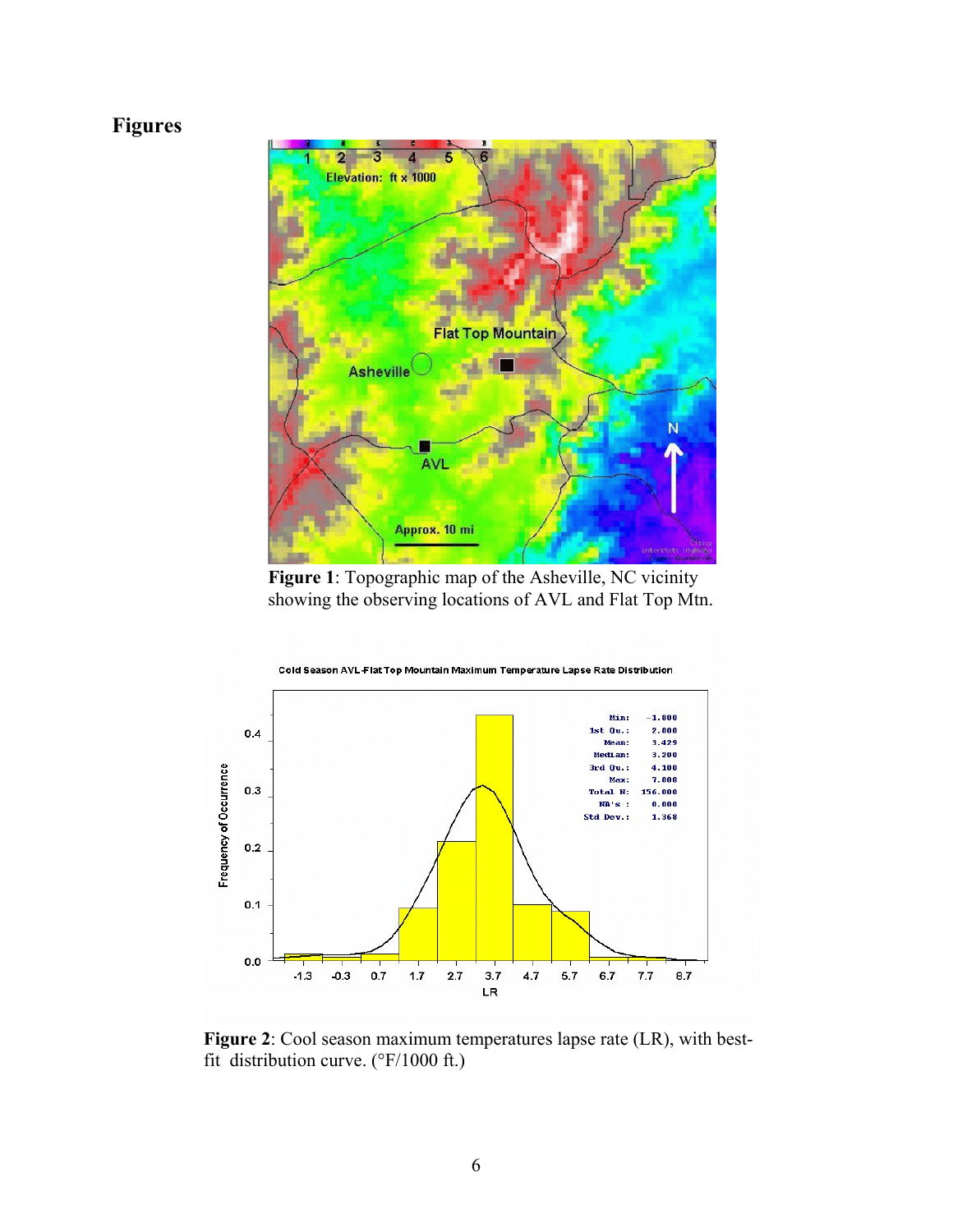# Figures

Figure 1: Topographic map of the Asheville, NC vicinity showing the observing locations of AVL and Flat Top Mtn.

Figure 2: Cool season maximum temperatures lapse rate (LR), with best-fit distribution curve. (°F/1000 ft.)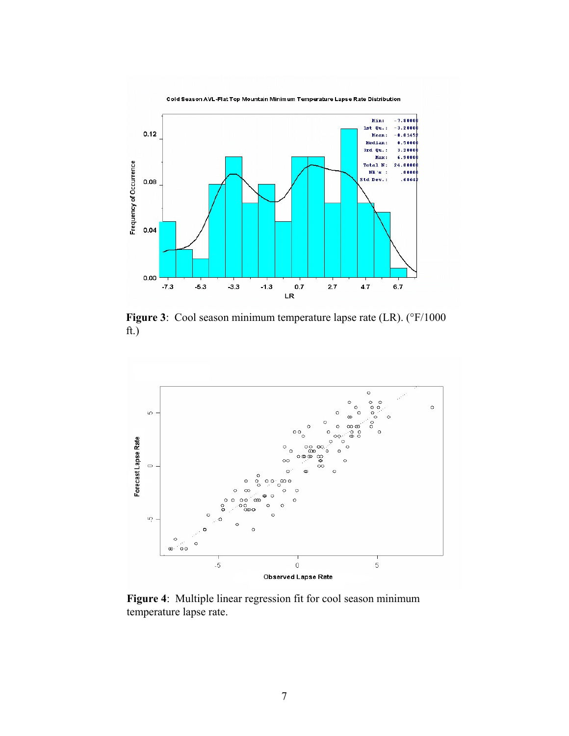**Figure 3**: Cool season minimum temperature lapse rate (LR). (°F/1000 ft.)

**Figure 4**: Multiple linear regression fit for cool season minimum temperature lapse rate.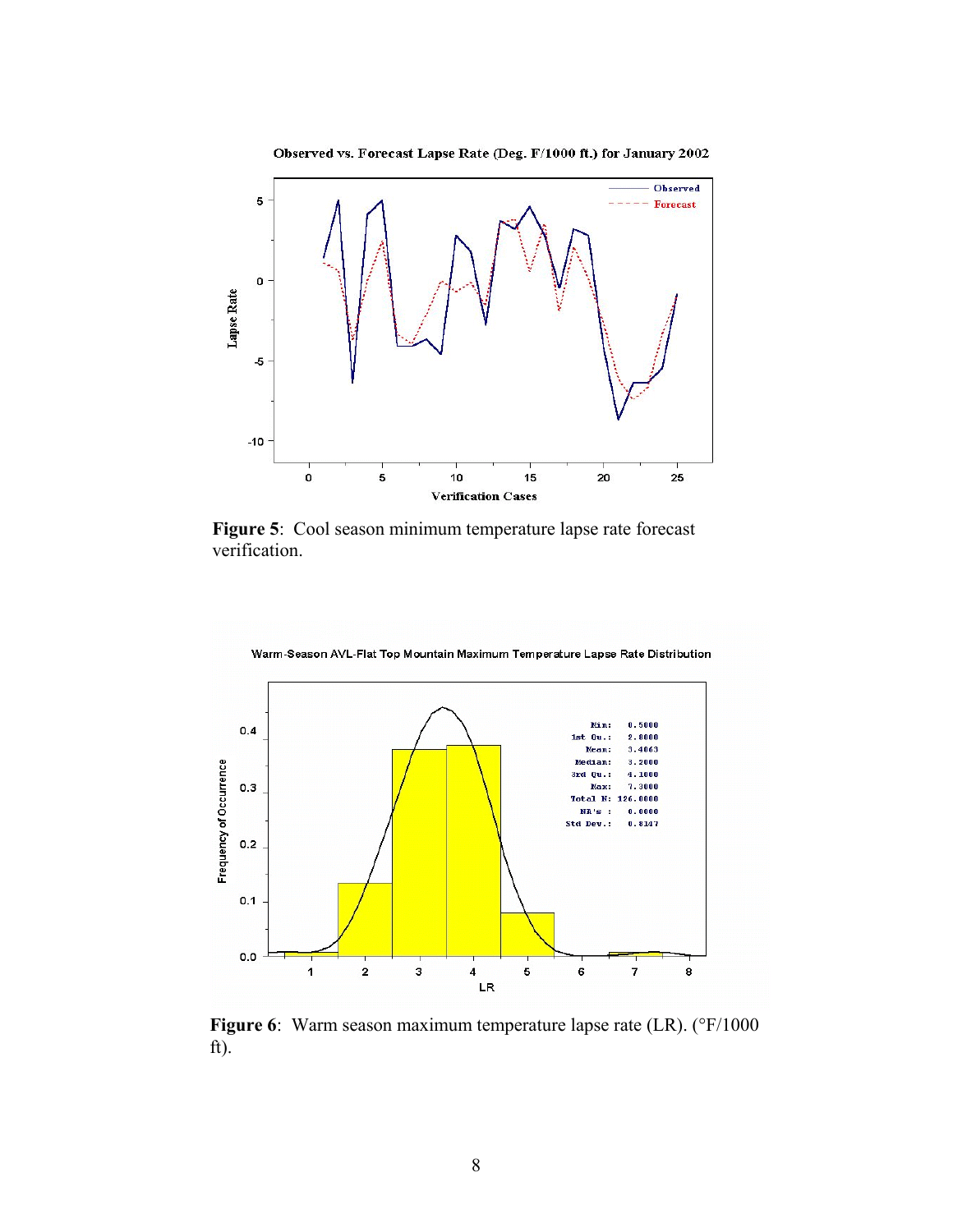**Figure 5**: Cool season minimum temperature lapse rate forecast verification.

**Figure 6**: Warm season maximum temperature lapse rate (LR). (°F/1000 ft).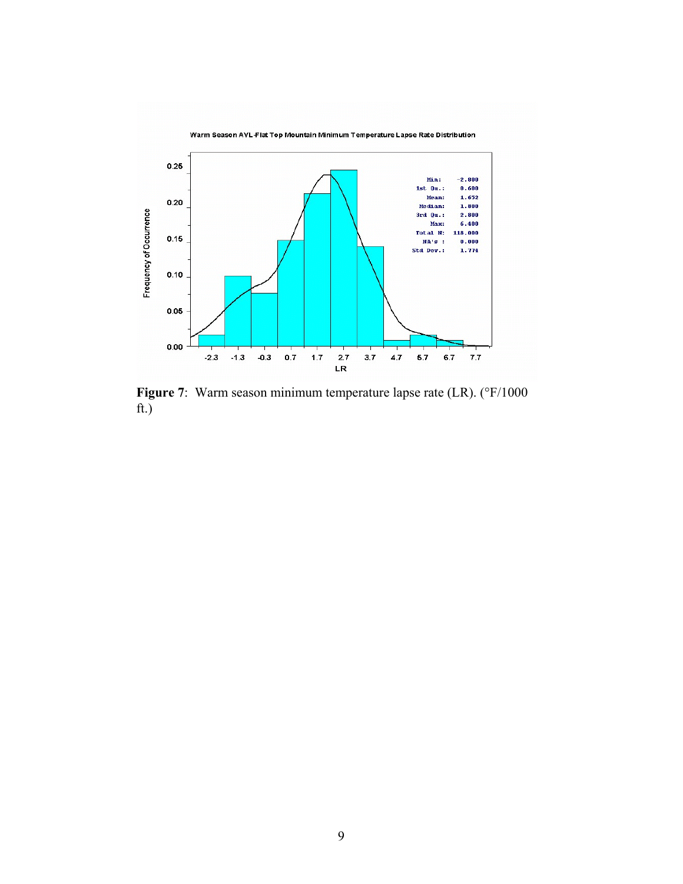Warm Season AYL-Flat Top Mountain Minimum Temperature Lapse Rate Distribution

Frequency of Occurrence

0.25
0.20
0.15
0.10
0.05
0.00

-2.3 -1.3 -0.3 0.7 1.7 2.7 3.7 4.7 5.7 6.7 7.7

LR

Min: -2.800
1st Qu.: 0.600
Mean: 1.652
Median: 1.800
3rd Qu.: 2.800
Max: 6.400
Total N: 118.000
NA's : 0.000
Std Dev.: 1.774

**Figure 7**: Warm season minimum temperature lapse rate (LR). (°F/1000 ft.)